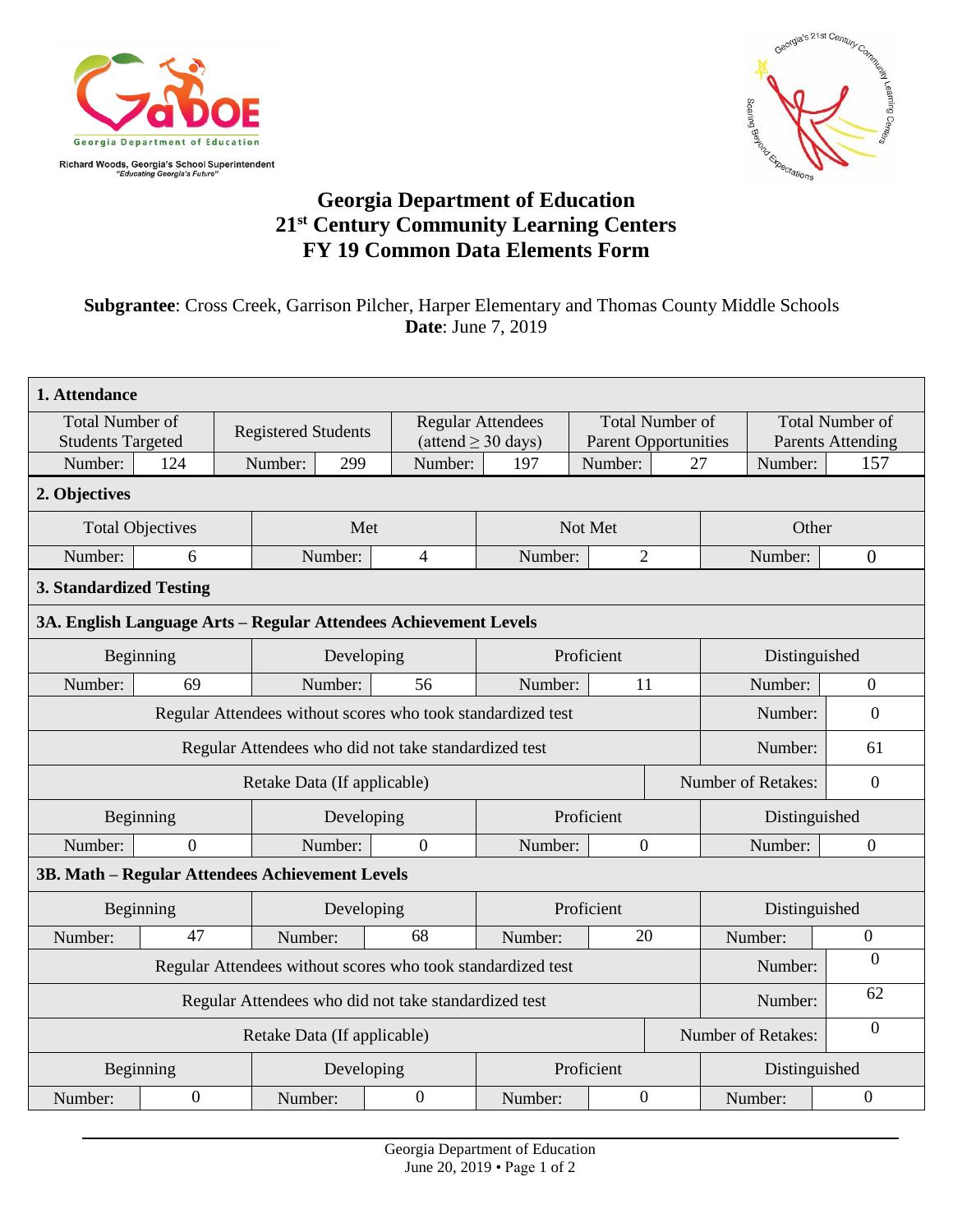Richard Woods, Georgia's School Superintendent
*"Educating Georgia's Future"*

# Georgia Department of Education
# 21st Century Community Learning Centers
# FY 19 Common Data Elements Form

**Subgrantee**: Cross Creek, Garrison Pilcher, Harper Elementary and Thomas County Middle Schools
**Date**: June 7, 2019

## 1. Attendance

| Total Number of Students Targeted | Registered Students | Regular Attendees (attend ≥ 30 days) | Total Number of Parent Opportunities | Total Number of Parents Attending |
|---|---|---|---|---|
| Number: 124 | Number: 299 | Number: 197 | Number: 27 | Number: 157 |

## 2. Objectives

| Total Objectives | Met | Not Met | Other |
|---|---|---|---|
| Number: 6 | Number: 4 | Number: 2 | Number: 0 |

## 3. Standardized Testing

### 3A. English Language Arts – Regular Attendees Achievement Levels

| Beginning | Developing | Proficient | Distinguished |
|---|---|---|---|
| Number: 69 | Number: 56 | Number: 11 | Number: 0 |

| | |
|---|---|
| Regular Attendees without scores who took standardized test | Number: 0 |
| Regular Attendees who did not take standardized test | Number: 61 |
| Retake Data (If applicable) | Number of Retakes: 0 |

| Beginning | Developing | Proficient | Distinguished |
|---|---|---|---|
| Number: 0 | Number: 0 | Number: 0 | Number: 0 |

### 3B. Math – Regular Attendees Achievement Levels

| Beginning | Developing | Proficient | Distinguished |
|---|---|---|---|
| Number: 47 | Number: 68 | Number: 20 | Number: 0 |

| | |
|---|---|
| Regular Attendees without scores who took standardized test | Number: 0 |
| Regular Attendees who did not take standardized test | Number: 62 |
| Retake Data (If applicable) | Number of Retakes: 0 |

| Beginning | Developing | Proficient | Distinguished |
|---|---|---|---|
| Number: 0 | Number: 0 | Number: 0 | Number: 0 |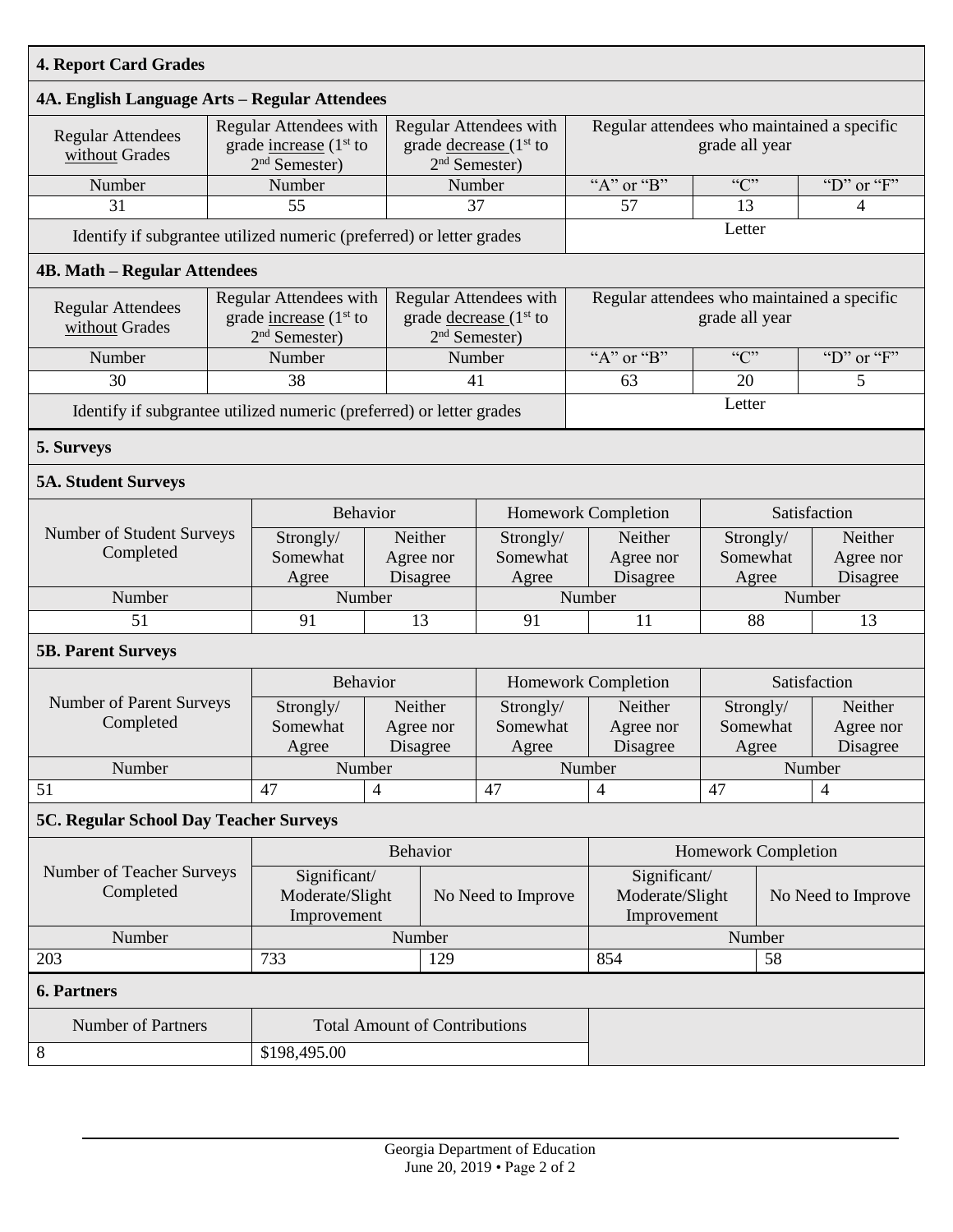## 4. Report Card Grades

### 4A. English Language Arts – Regular Attendees

| Regular Attendees without Grades | Regular Attendees with grade increase (1st to 2nd Semester) | Regular Attendees with grade decrease (1st to 2nd Semester) | Regular attendees who maintained a specific grade all year | | |
|---|---|---|---|---|---|
| Number | Number | Number | "A" or "B" | "C" | "D" or "F" |
| 31 | 55 | 37 | 57 | 13 | 4 |
| Identify if subgrantee utilized numeric (preferred) or letter grades | | | Letter | | |

### 4B. Math – Regular Attendees

| Regular Attendees without Grades | Regular Attendees with grade increase (1st to 2nd Semester) | Regular Attendees with grade decrease (1st to 2nd Semester) | Regular attendees who maintained a specific grade all year | | |
|---|---|---|---|---|---|
| Number | Number | Number | "A" or "B" | "C" | "D" or "F" |
| 30 | 38 | 41 | 63 | 20 | 5 |
| Identify if subgrantee utilized numeric (preferred) or letter grades | | | Letter | | |

## 5. Surveys

### 5A. Student Surveys

| Number of Student Surveys Completed | Behavior | | Homework Completion | | Satisfaction | |
|---|---|---|---|---|---|---|
| | Strongly/ Somewhat Agree | Neither Agree nor Disagree | Strongly/ Somewhat Agree | Neither Agree nor Disagree | Strongly/ Somewhat Agree | Neither Agree nor Disagree |
| Number | Number | | Number | | Number | |
| 51 | 91 | 13 | 91 | 11 | 88 | 13 |

### 5B. Parent Surveys

| Number of Parent Surveys Completed | Behavior | | Homework Completion | | Satisfaction | |
|---|---|---|---|---|---|---|
| | Strongly/ Somewhat Agree | Neither Agree nor Disagree | Strongly/ Somewhat Agree | Neither Agree nor Disagree | Strongly/ Somewhat Agree | Neither Agree nor Disagree |
| Number | Number | | Number | | Number | |
| 51 | 47 | 4 | 47 | 4 | 47 | 4 |

### 5C. Regular School Day Teacher Surveys

| Number of Teacher Surveys Completed | Behavior | | Homework Completion | |
|---|---|---|---|---|
| | Significant/ Moderate/Slight Improvement | No Need to Improve | Significant/ Moderate/Slight Improvement | No Need to Improve |
| Number | Number | | Number | |
| 203 | 733 | 129 | 854 | 58 |

## 6. Partners

| Number of Partners | Total Amount of Contributions |
|---|---|
| 8 | $198,495.00 |